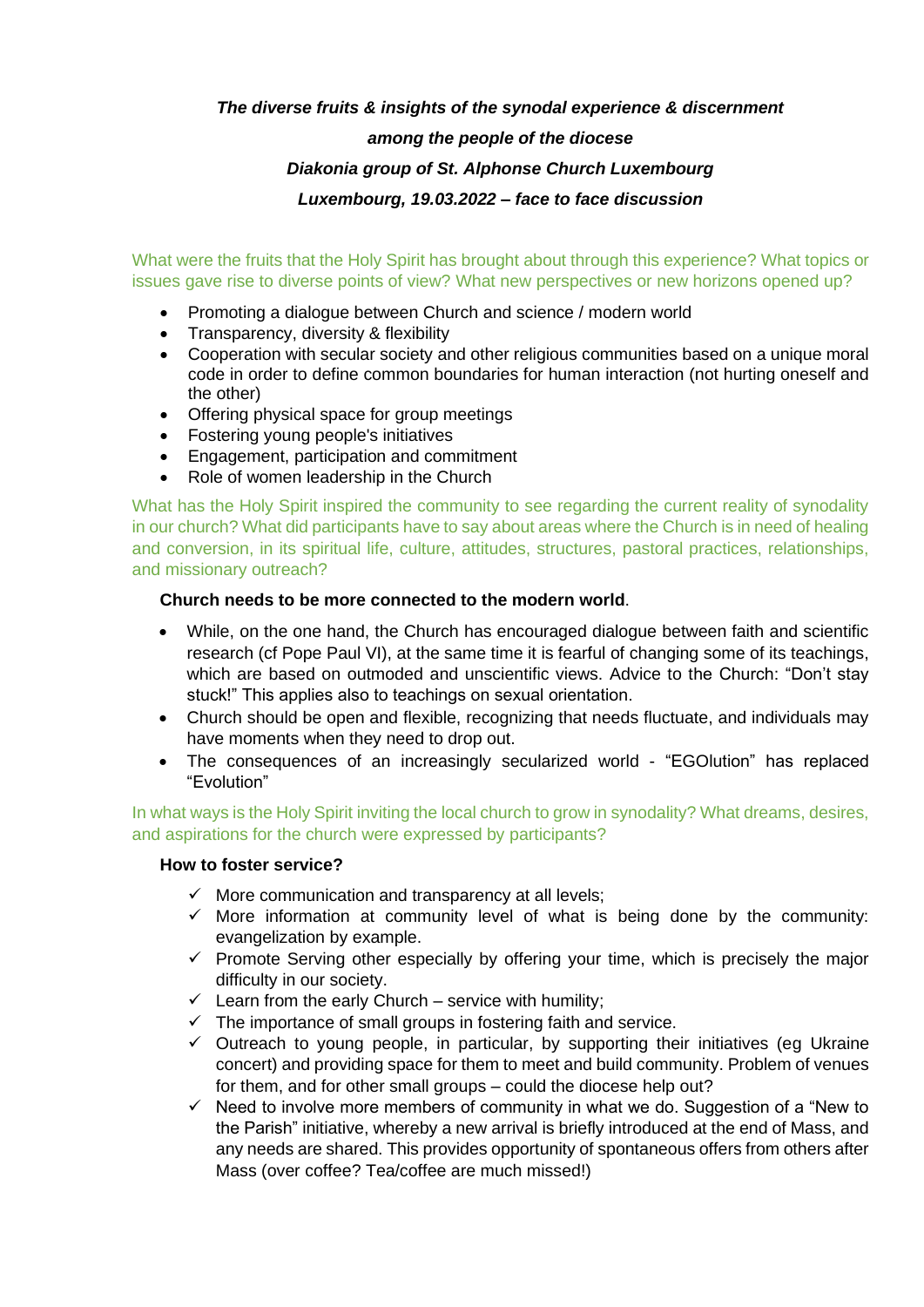***The diverse fruits & insights of the synodal experience & discernment***

***among the people of the diocese***

***Diakonia group of St. Alphonse Church Luxembourg***

***Luxembourg, 19.03.2022 – face to face discussion***

What were the fruits that the Holy Spirit has brought about through this experience? What topics or issues gave rise to diverse points of view? What new perspectives or new horizons opened up?

- Promoting a dialogue between Church and science / modern world
- Transparency, diversity & flexibility
- Cooperation with secular society and other religious communities based on a unique moral code in order to define common boundaries for human interaction (not hurting oneself and the other)
- Offering physical space for group meetings
- Fostering young people's initiatives
- Engagement, participation and commitment
- Role of women leadership in the Church

What has the Holy Spirit inspired the community to see regarding the current reality of synodality in our church? What did participants have to say about areas where the Church is in need of healing and conversion, in its spiritual life, culture, attitudes, structures, pastoral practices, relationships, and missionary outreach?

**Church needs to be more connected to the modern world**.

- While, on the one hand, the Church has encouraged dialogue between faith and scientific research (cf Pope Paul VI), at the same time it is fearful of changing some of its teachings, which are based on outmoded and unscientific views. Advice to the Church: “Don't stay stuck!” This applies also to teachings on sexual orientation.
- Church should be open and flexible, recognizing that needs fluctuate, and individuals may have moments when they need to drop out.
- The consequences of an increasingly secularized world - “EGOlution” has replaced “Evolution”

In what ways is the Holy Spirit inviting the local church to grow in synodality? What dreams, desires, and aspirations for the church were expressed by participants?

**How to foster service?**

- ✓ More communication and transparency at all levels;
- ✓ More information at community level of what is being done by the community: evangelization by example.
- ✓ Promote Serving other especially by offering your time, which is precisely the major difficulty in our society.
- ✓ Learn from the early Church – service with humility;
- ✓ The importance of small groups in fostering faith and service.
- ✓ Outreach to young people, in particular, by supporting their initiatives (eg Ukraine concert) and providing space for them to meet and build community. Problem of venues for them, and for other small groups – could the diocese help out?
- ✓ Need to involve more members of community in what we do. Suggestion of a “New to the Parish” initiative, whereby a new arrival is briefly introduced at the end of Mass, and any needs are shared. This provides opportunity of spontaneous offers from others after Mass (over coffee? Tea/coffee are much missed!)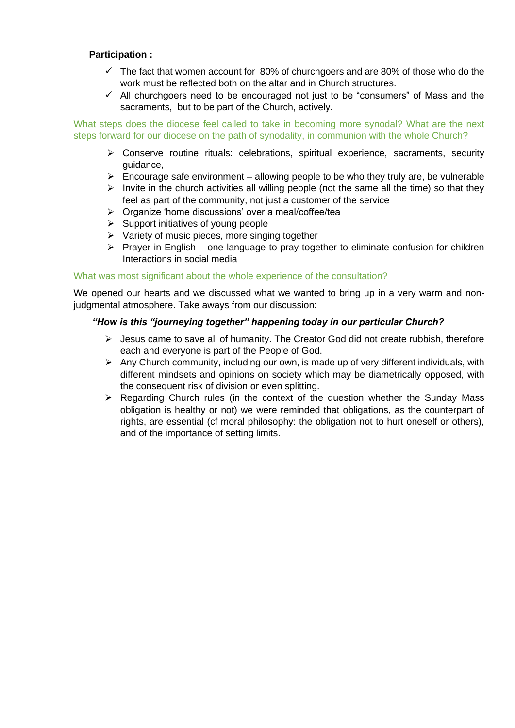**Participation :**

- ✓ The fact that women account for 80% of churchgoers and are 80% of those who do the work must be reflected both on the altar and in Church structures.
- ✓ All churchgoers need to be encouraged not just to be “consumers” of Mass and the sacraments, but to be part of the Church, actively.

What steps does the diocese feel called to take in becoming more synodal? What are the next steps forward for our diocese on the path of synodality, in communion with the whole Church?

- Conserve routine rituals: celebrations, spiritual experience, sacraments, security guidance,
- Encourage safe environment – allowing people to be who they truly are, be vulnerable
- Invite in the church activities all willing people (not the same all the time) so that they feel as part of the community, not just a customer of the service
- Organize ‘home discussions’ over a meal/coffee/tea
- Support initiatives of young people
- Variety of music pieces, more singing together
- Prayer in English – one language to pray together to eliminate confusion for children Interactions in social media

What was most significant about the whole experience of the consultation?

We opened our hearts and we discussed what we wanted to bring up in a very warm and non-judgmental atmosphere. Take aways from our discussion:

***“How is this “journeying together” happening today in our particular Church?***

- Jesus came to save all of humanity. The Creator God did not create rubbish, therefore each and everyone is part of the People of God.
- Any Church community, including our own, is made up of very different individuals, with different mindsets and opinions on society which may be diametrically opposed, with the consequent risk of division or even splitting.
- Regarding Church rules (in the context of the question whether the Sunday Mass obligation is healthy or not) we were reminded that obligations, as the counterpart of rights, are essential (cf moral philosophy: the obligation not to hurt oneself or others), and of the importance of setting limits.